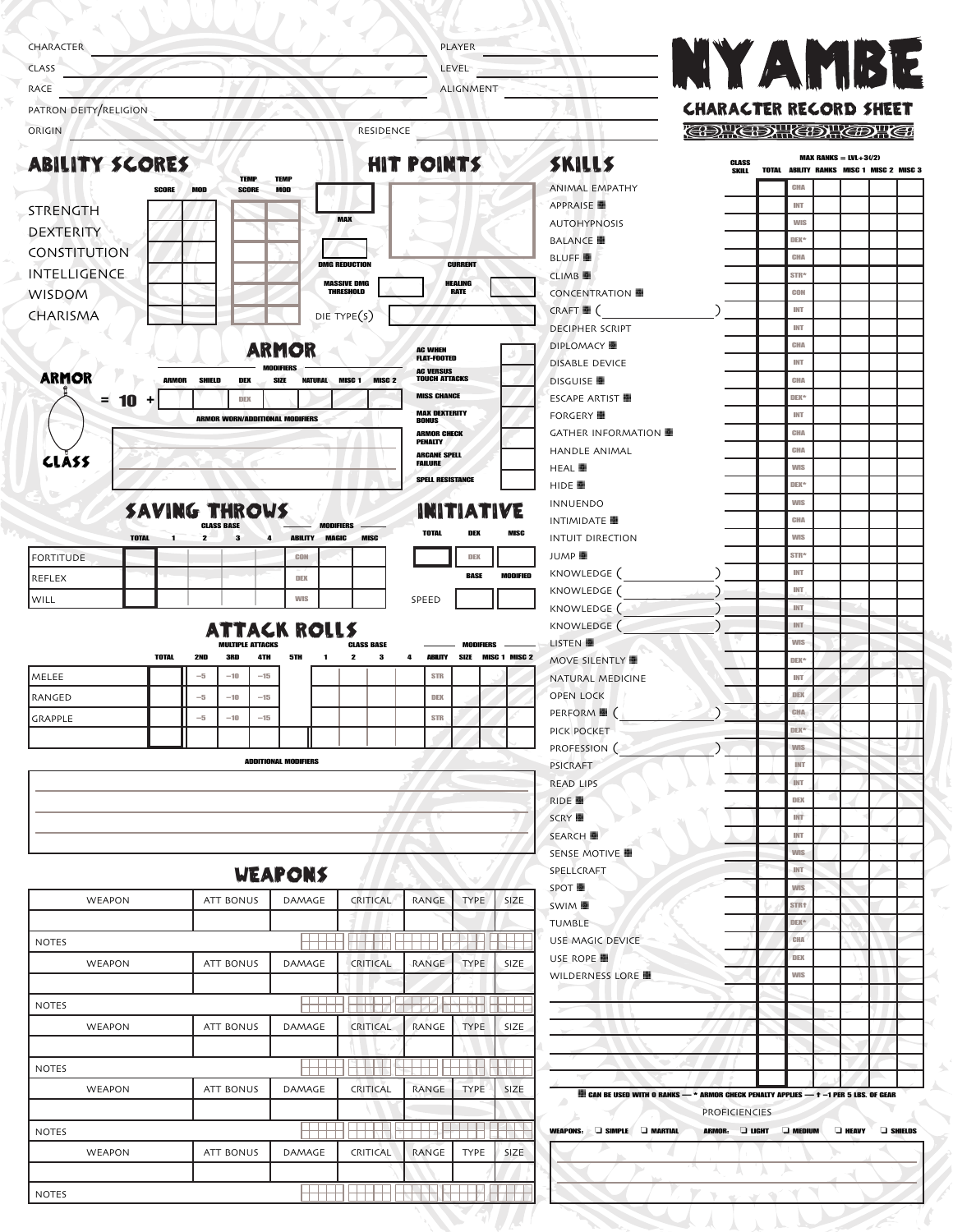# NYAMBE

## CHARACTER RECORD SHEET

CHARACTER ____________________ PLAYER ____________________

CLASS ____________________ LEVEL ____________________

RACE ____________________ ALIGNMENT ____________________

PATRON DEITY/RELIGION ____________________

ORIGIN ____________________ RESIDENCE ____________________

## ABILITY SCORES

| | SCORE | MOD | TEMP SCORE | TEMP MOD |
|---|---|---|---|---|
| STRENGTH | | | | |
| DEXTERITY | | | | |
| CONSTITUTION | | | | |
| INTELLIGENCE | | | | |
| WISDOM | | | | |
| CHARISMA | | | | |

## HIT POINTS

MAX ______

CURRENT ______

DMG REDUCTION ______

MASSIVE DMG THRESHOLD ______

HEALING RATE ______

DIE TYPE(S) ______

## ARMOR

| ARMOR CLASS | | | ARMOR | SHIELD | DEX | SIZE | NATURAL | MISC 1 | MISC 2 |
|---|---|---|---|---|---|---|---|---|---|
| | = | 10 + | | | DEX | | | | |

ARMOR WORN/ADDITIONAL MODIFIERS

| | |
|---|---|
| AC WHEN FLAT-FOOTED | |
| AC VERSUS TOUCH ATTACKS | |
| MISS CHANCE | |
| MAX DEXTERITY BONUS | |
| ARMOR CHECK PENALTY | |
| ARCANE SPELL FAILURE | |
| SPELL RESISTANCE | |

## SAVING THROWS

| | TOTAL | CLASS BASE 1 | 2 | 3 | 4 | ABILITY | MAGIC | MISC |
|---|---|---|---|---|---|---|---|---|
| FORTITUDE | | | | | | CON | | |
| REFLEX | | | | | | DEX | | |
| WILL | | | | | | WIS | | |

## INITIATIVE

| TOTAL | DEX | MISC |
|---|---|---|
| | DEX | |

| | BASE | MODIFIED |
|---|---|---|
| SPEED | | |

## ATTACK ROLLS

| | TOTAL | 2ND | 3RD | 4TH | 5TH | CLASS BASE 1 | 2 | 3 | 4 | ABILITY | SIZE | MISC 1 | MISC 2 |
|---|---|---|---|---|---|---|---|---|---|---|---|---|---|
| MELEE | | –5 | –10 | –15 | | | | | | STR | | | |
| RANGED | | –5 | –10 | –15 | | | | | | DEX | | | |
| GRAPPLE | | –5 | –10 | –15 | | | | | | STR | | | |
| | | | | | | | | | | | | | |

ADDITIONAL MODIFIERS

## WEAPONS

| WEAPON | ATT BONUS | DAMAGE | CRITICAL | RANGE | TYPE | SIZE |
|---|---|---|---|---|---|---|
| | | | | | | |
| NOTES | | | | | | |
| WEAPON | ATT BONUS | DAMAGE | CRITICAL | RANGE | TYPE | SIZE |
| | | | | | | |
| NOTES | | | | | | |
| WEAPON | ATT BONUS | DAMAGE | CRITICAL | RANGE | TYPE | SIZE |
| | | | | | | |
| NOTES | | | | | | |
| WEAPON | ATT BONUS | DAMAGE | CRITICAL | RANGE | TYPE | SIZE |
| | | | | | | |
| NOTES | | | | | | |
| WEAPON | ATT BONUS | DAMAGE | CRITICAL | RANGE | TYPE | SIZE |
| | | | | | | |
| NOTES | | | | | | |

## SKILLS

MAX RANKS = LVL+3(/2)

| SKILL | CLASS SKILL | TOTAL | ABILITY | RANKS | MISC 1 | MISC 2 | MISC 3 |
|---|---|---|---|---|---|---|---|
| ANIMAL EMPATHY | | | CHA | | | | |
| APPRAISE ▪ | | | INT | | | | |
| AUTOHYPNOSIS | | | WIS | | | | |
| BALANCE ▪ | | | DEX* | | | | |
| BLUFF ▪ | | | CHA | | | | |
| CLIMB ▪ | | | STR* | | | | |
| CONCENTRATION ▪ | | | CON | | | | |
| CRAFT ▪ ( ) | | | INT | | | | |
| DECIPHER SCRIPT | | | INT | | | | |
| DIPLOMACY ▪ | | | CHA | | | | |
| DISABLE DEVICE | | | INT | | | | |
| DISGUISE ▪ | | | CHA | | | | |
| ESCAPE ARTIST ▪ | | | DEX* | | | | |
| FORGERY ▪ | | | INT | | | | |
| GATHER INFORMATION ▪ | | | CHA | | | | |
| HANDLE ANIMAL | | | CHA | | | | |
| HEAL ▪ | | | WIS | | | | |
| HIDE ▪ | | | DEX* | | | | |
| INNUENDO | | | WIS | | | | |
| INTIMIDATE ▪ | | | CHA | | | | |
| INTUIT DIRECTION | | | WIS | | | | |
| JUMP ▪ | | | STR* | | | | |
| KNOWLEDGE ( ) | | | INT | | | | |
| KNOWLEDGE ( ) | | | INT | | | | |
| KNOWLEDGE ( ) | | | INT | | | | |
| KNOWLEDGE ( ) | | | INT | | | | |
| LISTEN ▪ | | | WIS | | | | |
| MOVE SILENTLY ▪ | | | DEX* | | | | |
| NATURAL MEDICINE | | | INT | | | | |
| OPEN LOCK | | | DEX | | | | |
| PERFORM ▪ ( ) | | | CHA | | | | |
| PICK POCKET | | | DEX* | | | | |
| PROFESSION ( ) | | | WIS | | | | |
| PSICRAFT | | | INT | | | | |
| READ LIPS | | | INT | | | | |
| RIDE ▪ | | | DEX | | | | |
| SCRY ▪ | | | INT | | | | |
| SEARCH ▪ | | | INT | | | | |
| SENSE MOTIVE ▪ | | | WIS | | | | |
| SPELLCRAFT | | | INT | | | | |
| SPOT ▪ | | | WIS | | | | |
| SWIM ▪ | | | STR† | | | | |
| TUMBLE | | | DEX* | | | | |
| USE MAGIC DEVICE | | | CHA | | | | |
| USE ROPE ▪ | | | DEX | | | | |
| WILDERNESS LORE ▪ | | | WIS | | | | |
| | | | | | | | |
| | | | | | | | |
| | | | | | | | |
| | | | | | | | |
| | | | | | | | |
| | | | | | | | |

▪ CAN BE USED WITH 0 RANKS — * ARMOR CHECK PENALTY APPLIES — † –1 PER 5 LBS. OF GEAR

PROFICIENCIES

WEAPONS: ❑ SIMPLE ❑ MARTIAL ARMOR: ❑ LIGHT ❑ MEDIUM ❑ HEAVY ❑ SHIELDS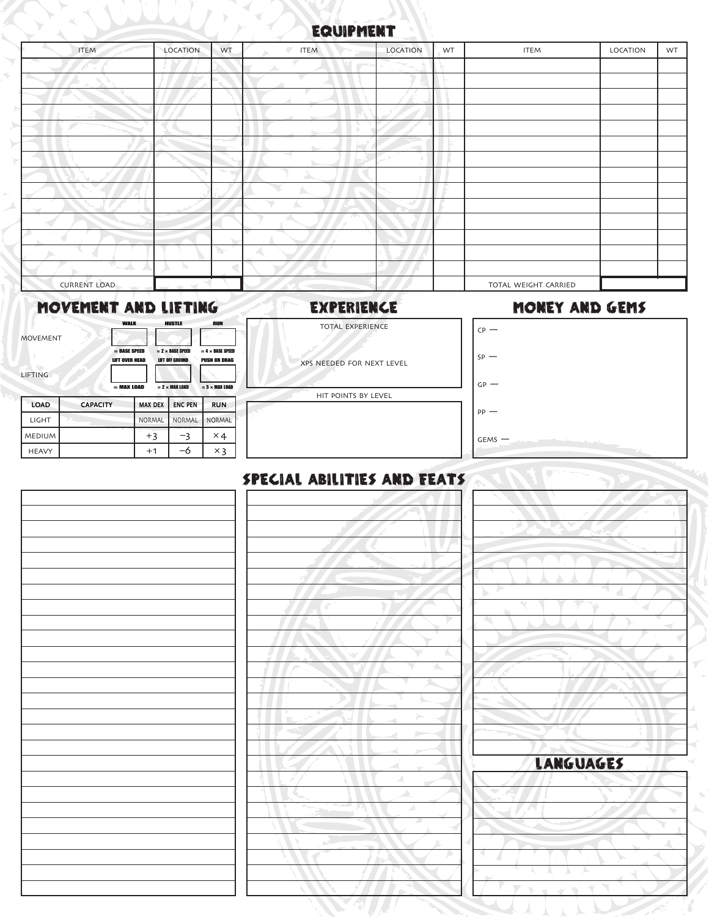## Equipment

| ITEM | LOCATION | WT | ITEM | LOCATION | WT | ITEM | LOCATION | WT |
|---|---|---|---|---|---|---|---|---|
| | | | | | | | | |
| | | | | | | | | |
| | | | | | | | | |
| | | | | | | | | |
| | | | | | | | | |
| | | | | | | | | |
| | | | | | | | | |
| | | | | | | | | |
| | | | | | | | | |
| | | | | | | | | |
| | | | | | | | | |
| | | | | | | | | |
| | | | | | | | | |
| | | | | | | | | |
| CURRENT LOAD | | | | | | TOTAL WEIGHT CARRIED | | |

## Movement and Lifting

| | WALK | HUSTLE | RUN |
|---|---|---|---|
| MOVEMENT | | | |
| | = BASE SPEED | = 2 × BASE SPEED | = 4 × BASE SPEED |
| | LIFT OVER HEAD | LIFT OFF GROUND | PUSH OR DRAG |
| LIFTING | | | |
| | = MAX LOAD | = 2 × MAX LOAD | = 5 × MAX LOAD |

| LOAD | CAPACITY | MAX DEX | ENC PEN | RUN |
|---|---|---|---|---|
| LIGHT | | NORMAL | NORMAL | NORMAL |
| MEDIUM | | +3 | −3 | ×4 |
| HEAVY | | +1 | −6 | ×3 |

## Experience

TOTAL EXPERIENCE

XPS NEEDED FOR NEXT LEVEL

HIT POINTS BY LEVEL

## Money and Gems

CP —

SP —

GP —

PP —

GEMS —

## Special Abilities and Feats

## Languages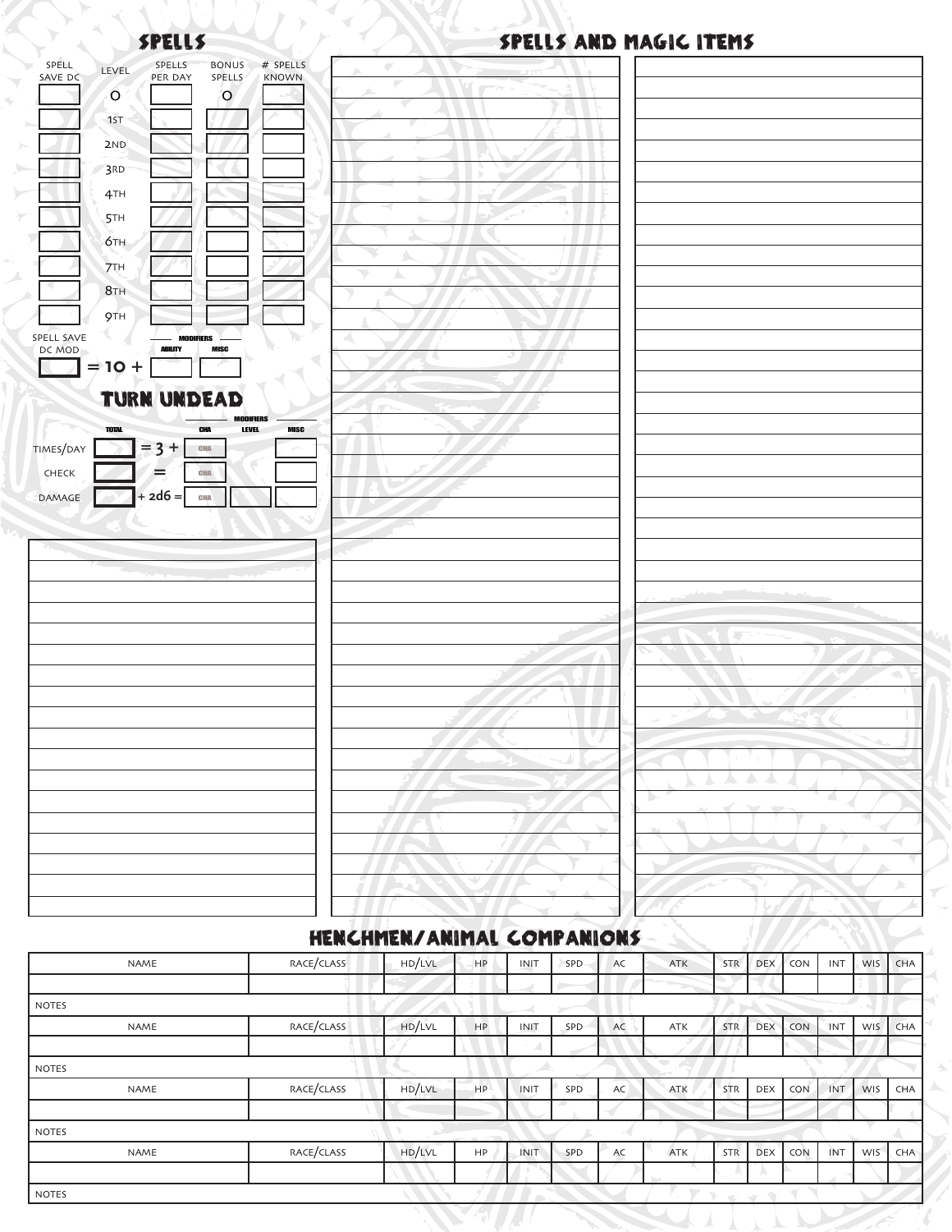## Spells

| Spell Save DC | Level | Spells Per Day | Bonus Spells | # Spells Known |
|---|---|---|---|---|
| | 0 | | 0 | |
| | 1st | | | |
| | 2nd | | | |
| | 3rd | | | |
| | 4th | | | |
| | 5th | | | |
| | 6th | | | |
| | 7th | | | |
| | 8th | | | |
| | 9th | | | |

Spell Save DC Mod = 10 + (Modifiers: Ability, Misc)

## Turn Undead

| | Total | | Modifiers: CHA | Level | Misc |
|---|---|---|---|---|---|
| Times/Day | | = 3 + | CHA | | |
| Check | | = | CHA | | |
| Damage | | + 2d6 = | CHA | | |

## Spells and Magic Items

## Henchmen/Animal Companions

| Name | Race/Class | HD/LVL | HP | Init | Spd | AC | Atk | Str | Dex | Con | Int | Wis | Cha |
|---|---|---|---|---|---|---|---|---|---|---|---|---|---|
| | | | | | | | | | | | | | |
| Notes | | | | | | | | | | | | | |
| Name | Race/Class | HD/LVL | HP | Init | Spd | AC | Atk | Str | Dex | Con | Int | Wis | Cha |
| | | | | | | | | | | | | | |
| Notes | | | | | | | | | | | | | |
| Name | Race/Class | HD/LVL | HP | Init | Spd | AC | Atk | Str | Dex | Con | Int | Wis | Cha |
| | | | | | | | | | | | | | |
| Notes | | | | | | | | | | | | | |
| Name | Race/Class | HD/LVL | HP | Init | Spd | AC | Atk | Str | Dex | Con | Int | Wis | Cha |
| | | | | | | | | | | | | | |
| Notes | | | | | | | | | | | | | |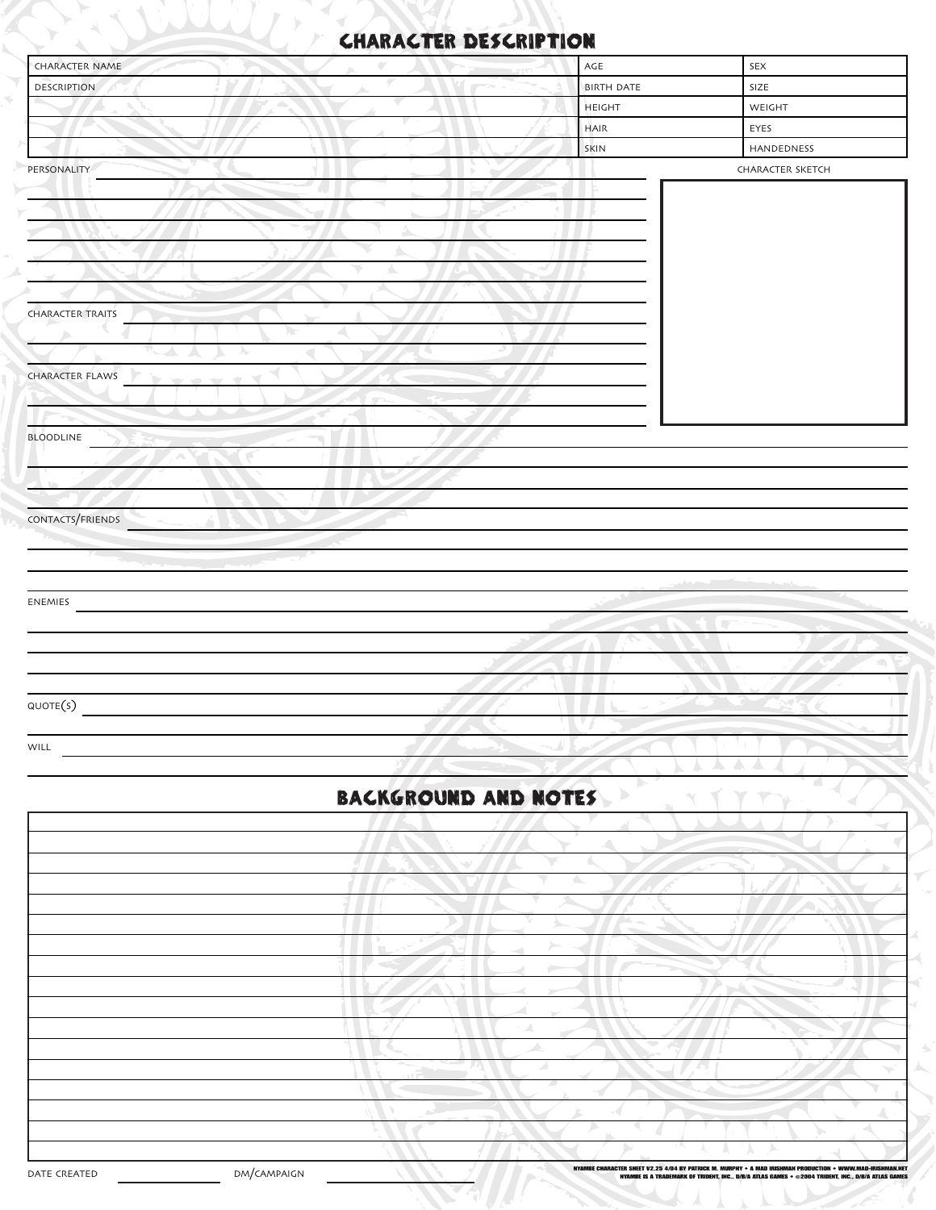## Character Description

| | | |
|---|---|---|
| CHARACTER NAME | AGE | SEX |
| DESCRIPTION | BIRTH DATE | SIZE |
| | HEIGHT | WEIGHT |
| | HAIR | EYES |
| | SKIN | HANDEDNESS |

PERSONALITY

CHARACTER SKETCH

CHARACTER TRAITS

CHARACTER FLAWS

BLOODLINE

CONTACTS/FRIENDS

ENEMIES

QUOTE(S)

WILL

## Background and Notes

DATE CREATED

DM/CAMPAIGN

NYAMBE CHARACTER SHEET V2.25 4/04 BY PATRICK M. MURPHY • A MAD IRISHMAN PRODUCTION • WWW.MAD-IRISHMAN.NET
NYAMBE IS A TRADEMARK OF TRIDENT, INC., D/B/A ATLAS GAMES • ©2004 TRIDENT, INC., D/B/A ATLAS GAMES